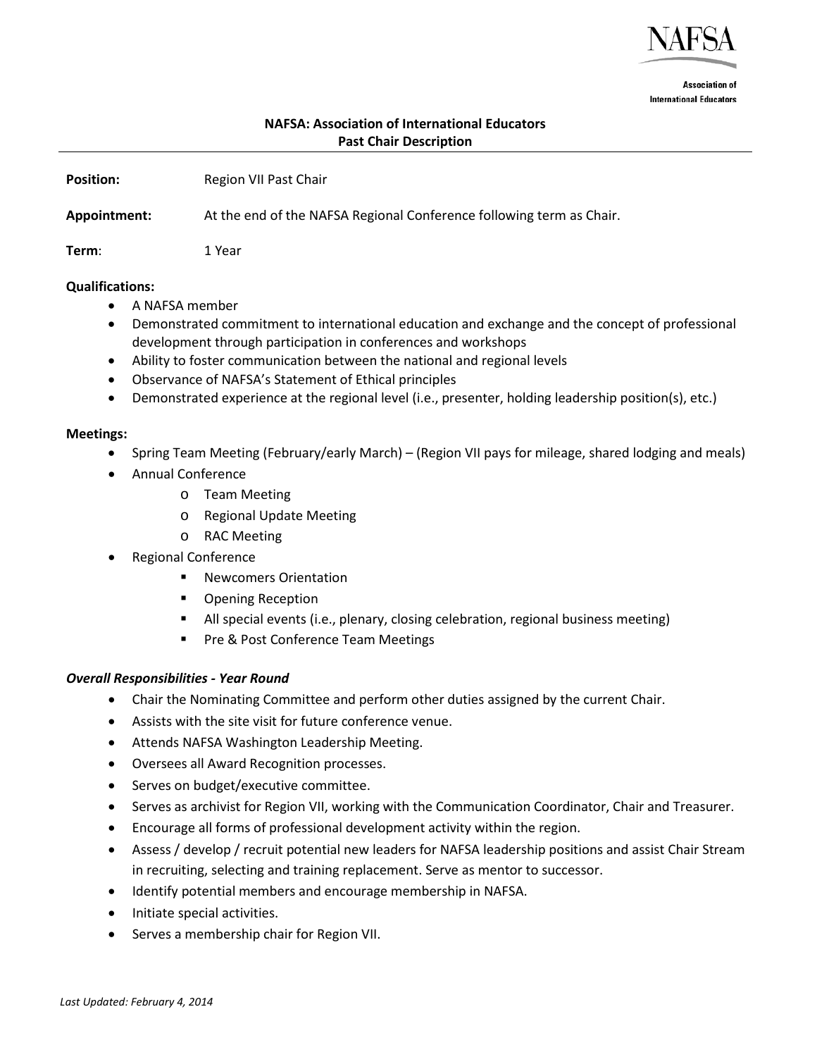# NAFSA: Association of International Educators
## Past Chair Description

**Position:** Region VII Past Chair

**Appointment:** At the end of the NAFSA Regional Conference following term as Chair.

**Term**: 1 Year

**Qualifications:**

- A NAFSA member
- Demonstrated commitment to international education and exchange and the concept of professional development through participation in conferences and workshops
- Ability to foster communication between the national and regional levels
- Observance of NAFSA's Statement of Ethical principles
- Demonstrated experience at the regional level (i.e., presenter, holding leadership position(s), etc.)

**Meetings:**

- Spring Team Meeting (February/early March) – (Region VII pays for mileage, shared lodging and meals)
- Annual Conference
  - Team Meeting
  - Regional Update Meeting
  - RAC Meeting
- Regional Conference
  - Newcomers Orientation
  - Opening Reception
  - All special events (i.e., plenary, closing celebration, regional business meeting)
  - Pre & Post Conference Team Meetings

***Overall Responsibilities - Year Round***

- Chair the Nominating Committee and perform other duties assigned by the current Chair.
- Assists with the site visit for future conference venue.
- Attends NAFSA Washington Leadership Meeting.
- Oversees all Award Recognition processes.
- Serves on budget/executive committee.
- Serves as archivist for Region VII, working with the Communication Coordinator, Chair and Treasurer.
- Encourage all forms of professional development activity within the region.
- Assess / develop / recruit potential new leaders for NAFSA leadership positions and assist Chair Stream in recruiting, selecting and training replacement. Serve as mentor to successor.
- Identify potential members and encourage membership in NAFSA.
- Initiate special activities.
- Serves a membership chair for Region VII.

*Last Updated: February 4, 2014*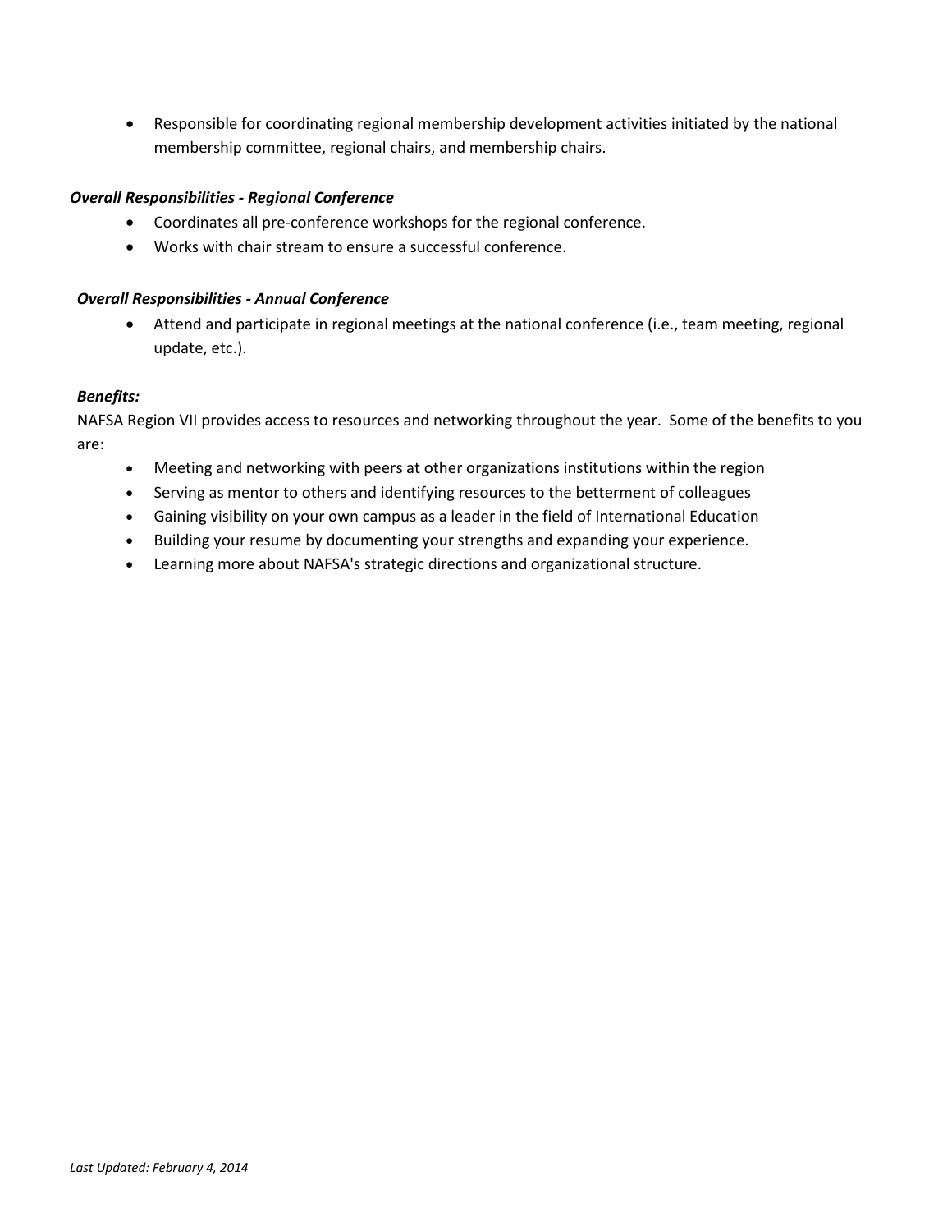- Responsible for coordinating regional membership development activities initiated by the national membership committee, regional chairs, and membership chairs.

***Overall Responsibilities - Regional Conference***

- Coordinates all pre-conference workshops for the regional conference.
- Works with chair stream to ensure a successful conference.

***Overall Responsibilities - Annual Conference***

- Attend and participate in regional meetings at the national conference (i.e., team meeting, regional update, etc.).

***Benefits:***

NAFSA Region VII provides access to resources and networking throughout the year. Some of the benefits to you are:

- Meeting and networking with peers at other organizations institutions within the region
- Serving as mentor to others and identifying resources to the betterment of colleagues
- Gaining visibility on your own campus as a leader in the field of International Education
- Building your resume by documenting your strengths and expanding your experience.
- Learning more about NAFSA's strategic directions and organizational structure.

*Last Updated: February 4, 2014*